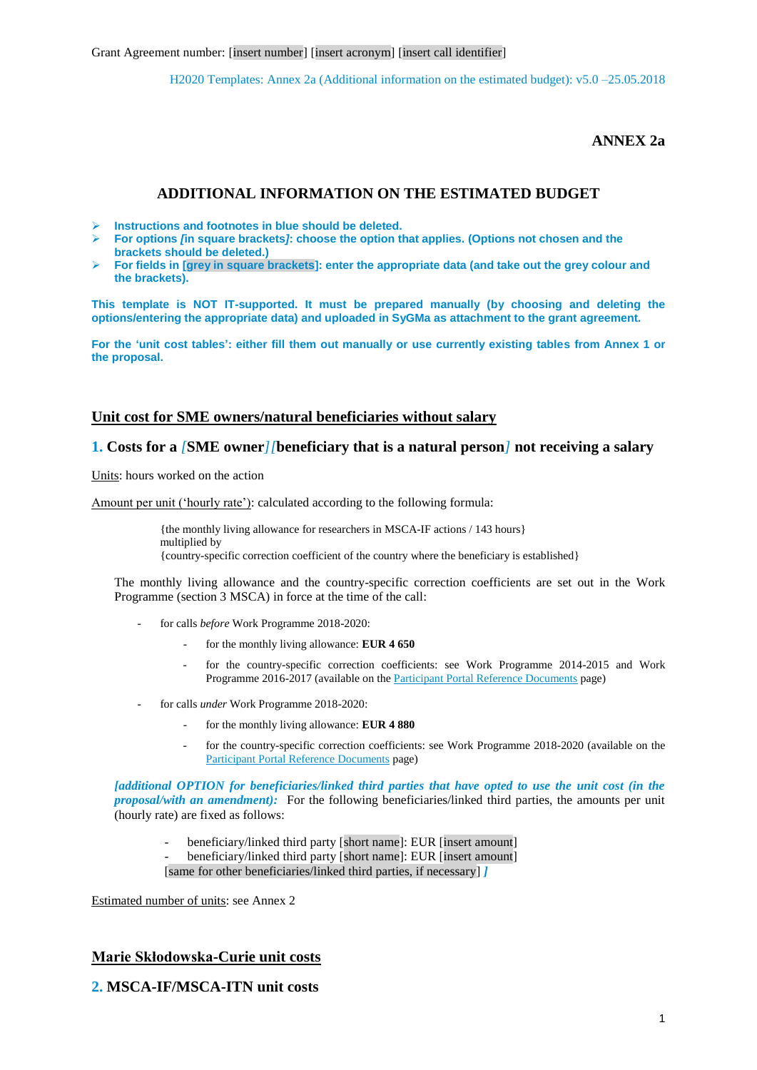Grant Agreement number: [insert number] [insert acronym] [insert call identifier]

H2020 Templates: Annex 2a (Additional information on the estimated budget): v5.0 –25.05.2018

**ANNEX 2a**

## ADDITIONAL INFORMATION ON THE ESTIMATED BUDGET

- **Instructions and footnotes in blue should be deleted.**
- **For options *[*in square brackets*]*: choose the option that applies. (Options not chosen and the brackets should be deleted.)**
- **For fields in [grey in square brackets]: enter the appropriate data (and take out the grey colour and the brackets).**

**This template is NOT IT-supported. It must be prepared manually (by choosing and deleting the options/entering the appropriate data) and uploaded in SyGMa as attachment to the grant agreement.**

**For the 'unit cost tables': either fill them out manually or use currently existing tables from Annex 1 or the proposal.**

## Unit cost for SME owners/natural beneficiaries without salary

### 1. Costs for a *[*SME owner*][*beneficiary that is a natural person*]* not receiving a salary

Units: hours worked on the action

Amount per unit ('hourly rate'): calculated according to the following formula:

> {the monthly living allowance for researchers in MSCA-IF actions / 143 hours}
> multiplied by
> {country-specific correction coefficient of the country where the beneficiary is established}

The monthly living allowance and the country-specific correction coefficients are set out in the Work Programme (section 3 MSCA) in force at the time of the call:

- for calls *before* Work Programme 2018-2020:
  - for the monthly living allowance: **EUR 4 650**
  - for the country-specific correction coefficients: see Work Programme 2014-2015 and Work Programme 2016-2017 (available on the Participant Portal Reference Documents page)
- for calls *under* Work Programme 2018-2020:
  - for the monthly living allowance: **EUR 4 880**
  - for the country-specific correction coefficients: see Work Programme 2018-2020 (available on the Participant Portal Reference Documents page)

***[additional OPTION for beneficiaries/linked third parties that have opted to use the unit cost (in the proposal/with an amendment):*** For the following beneficiaries/linked third parties, the amounts per unit (hourly rate) are fixed as follows:

- beneficiary/linked third party [short name]: EUR [insert amount]
- beneficiary/linked third party [short name]: EUR [insert amount]

[same for other beneficiaries/linked third parties, if necessary] *]*

Estimated number of units: see Annex 2

## Marie Skłodowska-Curie unit costs

### 2. MSCA-IF/MSCA-ITN unit costs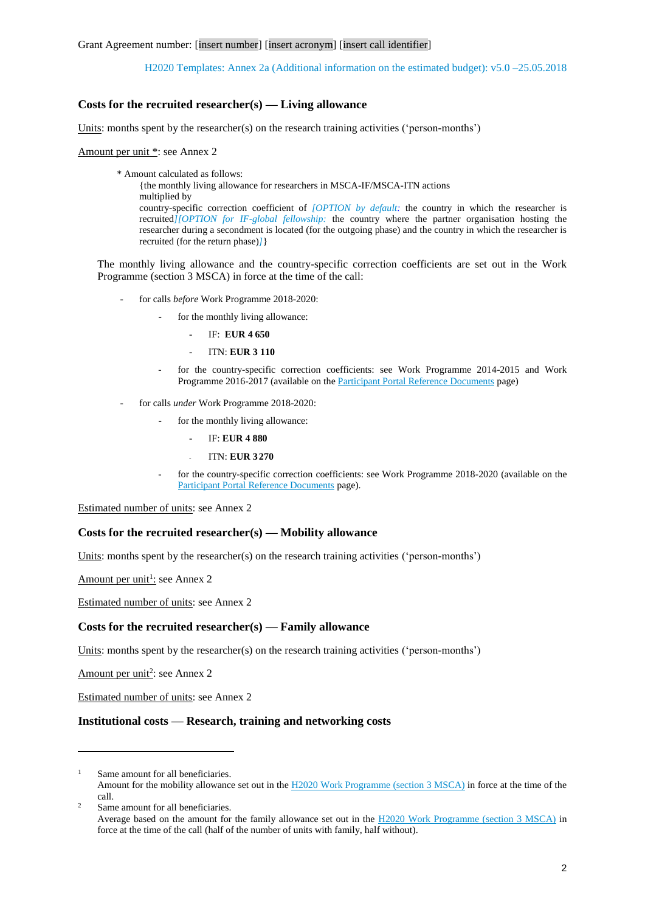Grant Agreement number: [insert number] [insert acronym] [insert call identifier]

H2020 Templates: Annex 2a (Additional information on the estimated budget): v5.0 –25.05.2018

### Costs for the recruited researcher(s) — Living allowance

Units: months spent by the researcher(s) on the research training activities ('person-months')

Amount per unit *: see Annex 2

> \* Amount calculated as follows:
> {the monthly living allowance for researchers in MSCA-IF/MSCA-ITN actions
> multiplied by
> country-specific correction coefficient of *[OPTION by default:* the country in which the researcher is recruited*][OPTION for IF-global fellowship:* the country where the partner organisation hosting the researcher during a secondment is located (for the outgoing phase) and the country in which the researcher is recruited (for the return phase)*]*}

The monthly living allowance and the country-specific correction coefficients are set out in the Work Programme (section 3 MSCA) in force at the time of the call:

- for calls *before* Work Programme 2018-2020:
  - for the monthly living allowance:
    - IF: **EUR 4 650**
    - ITN: **EUR 3 110**
  - for the country-specific correction coefficients: see Work Programme 2014-2015 and Work Programme 2016-2017 (available on the Participant Portal Reference Documents page)
- for calls *under* Work Programme 2018-2020:
  - for the monthly living allowance:
    - IF: **EUR 4 880**
    - ITN: **EUR 3 270**
  - for the country-specific correction coefficients: see Work Programme 2018-2020 (available on the Participant Portal Reference Documents page).

Estimated number of units: see Annex 2

### Costs for the recruited researcher(s) — Mobility allowance

Units: months spent by the researcher(s) on the research training activities ('person-months')

Amount per unit[1]: see Annex 2

Estimated number of units: see Annex 2

### Costs for the recruited researcher(s) — Family allowance

Units: months spent by the researcher(s) on the research training activities ('person-months')

Amount per unit[2]: see Annex 2

Estimated number of units: see Annex 2

### Institutional costs — Research, training and networking costs

---

[1] Same amount for all beneficiaries.
Amount for the mobility allowance set out in the H2020 Work Programme (section 3 MSCA) in force at the time of the call.

[2] Same amount for all beneficiaries.
Average based on the amount for the family allowance set out in the H2020 Work Programme (section 3 MSCA) in force at the time of the call (half of the number of units with family, half without).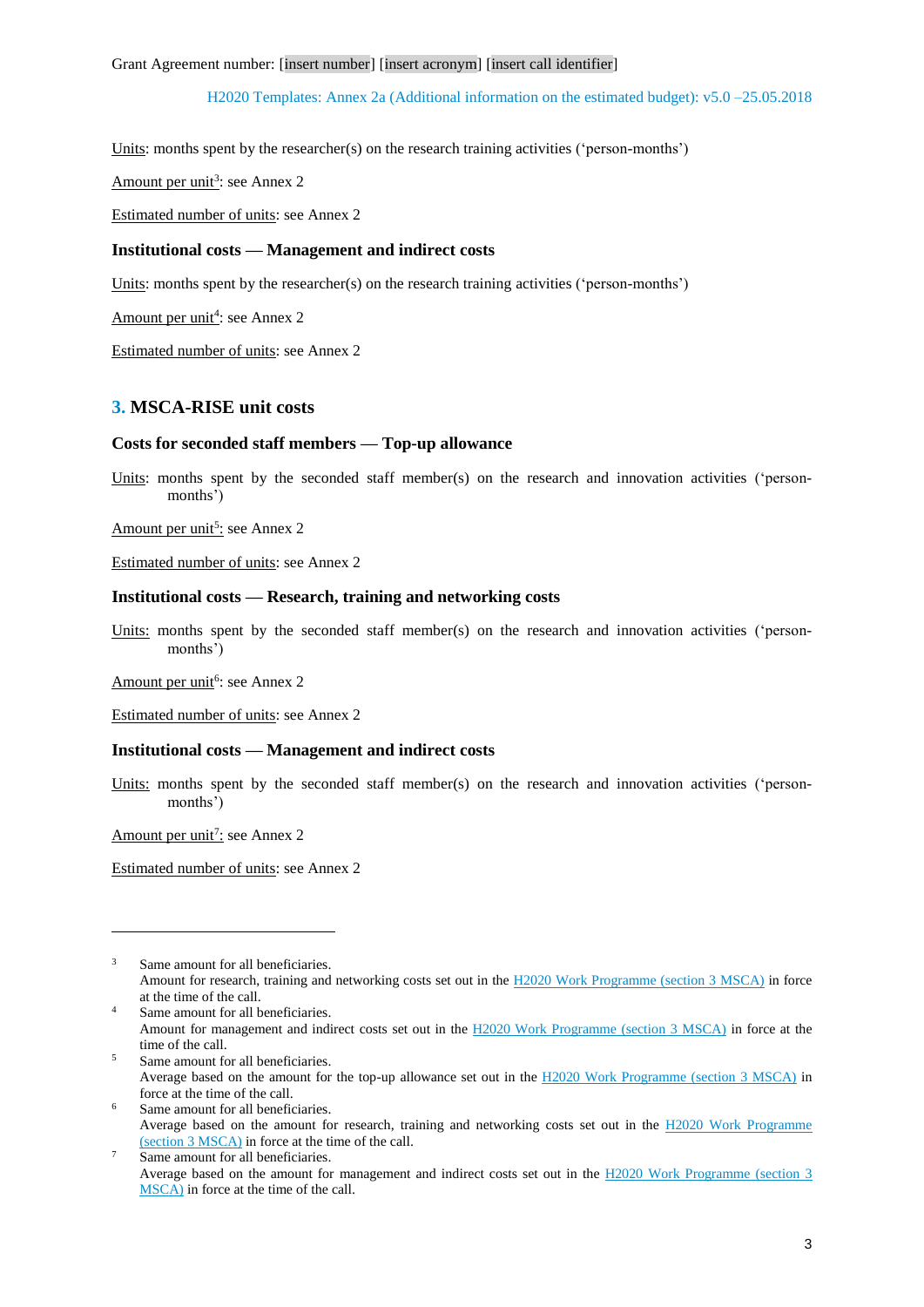Units: months spent by the researcher(s) on the research training activities ('person-months')

Amount per unit[3]: see Annex 2

Estimated number of units: see Annex 2

**Institutional costs — Management and indirect costs**

Units: months spent by the researcher(s) on the research training activities ('person-months')

Amount per unit[4]: see Annex 2

Estimated number of units: see Annex 2

## 3. MSCA-RISE unit costs

**Costs for seconded staff members — Top-up allowance**

Units: months spent by the seconded staff member(s) on the research and innovation activities ('person-months')

Amount per unit[5]: see Annex 2

Estimated number of units: see Annex 2

**Institutional costs — Research, training and networking costs**

Units: months spent by the seconded staff member(s) on the research and innovation activities ('person-months')

Amount per unit[6]: see Annex 2

Estimated number of units: see Annex 2

**Institutional costs — Management and indirect costs**

Units: months spent by the seconded staff member(s) on the research and innovation activities ('person-months')

Amount per unit[7]: see Annex 2

Estimated number of units: see Annex 2

---

[3] Same amount for all beneficiaries.
Amount for research, training and networking costs set out in the H2020 Work Programme (section 3 MSCA) in force at the time of the call.

[4] Same amount for all beneficiaries.
Amount for management and indirect costs set out in the H2020 Work Programme (section 3 MSCA) in force at the time of the call.

[5] Same amount for all beneficiaries.
Average based on the amount for the top-up allowance set out in the H2020 Work Programme (section 3 MSCA) in force at the time of the call.

[6] Same amount for all beneficiaries.
Average based on the amount for research, training and networking costs set out in the H2020 Work Programme (section 3 MSCA) in force at the time of the call.

[7] Same amount for all beneficiaries.
Average based on the amount for management and indirect costs set out in the H2020 Work Programme (section 3 MSCA) in force at the time of the call.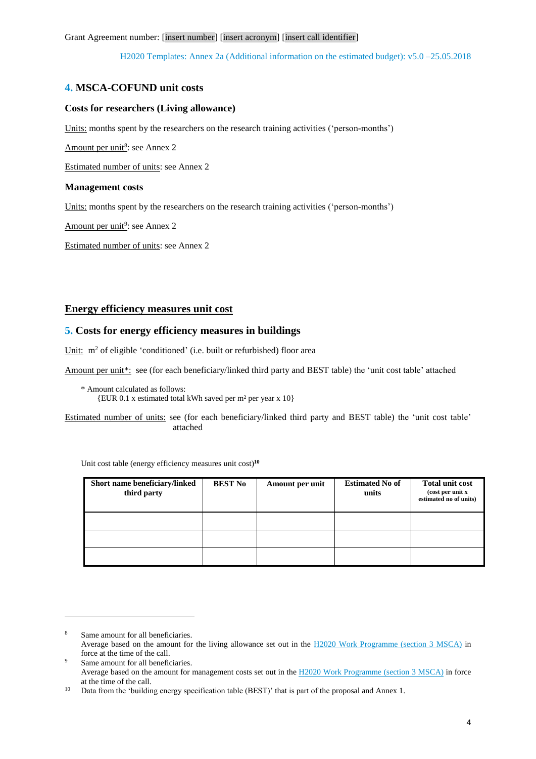Grant Agreement number: [insert number] [insert acronym] [insert call identifier]

H2020 Templates: Annex 2a (Additional information on the estimated budget): v5.0 –25.05.2018

## 4. MSCA-COFUND unit costs

### Costs for researchers (Living allowance)

Units: months spent by the researchers on the research training activities ('person-months')

Amount per unit[8]: see Annex 2

Estimated number of units: see Annex 2

### Management costs

Units: months spent by the researchers on the research training activities ('person-months')

Amount per unit[9]: see Annex 2

Estimated number of units: see Annex 2

## Energy efficiency measures unit cost

## 5. Costs for energy efficiency measures in buildings

Unit: $m^2$ of eligible 'conditioned' (i.e. built or refurbished) floor area

Amount per unit*: see (for each beneficiary/linked third party and BEST table) the 'unit cost table' attached

\* Amount calculated as follows:
{EUR 0.1 x estimated total kWh saved per $m^2$ per year x 10}

Estimated number of units: see (for each beneficiary/linked third party and BEST table) the 'unit cost table' attached

Unit cost table (energy efficiency measures unit cost)[10]

| Short name beneficiary/linked third party | BEST No | Amount per unit | Estimated No of units | Total unit cost (cost per unit x estimated no of units) |
|---|---|---|---|---|
| | | | | |
| | | | | |
| | | | | |

[8] Same amount for all beneficiaries.
Average based on the amount for the living allowance set out in the H2020 Work Programme (section 3 MSCA) in force at the time of the call.

[9] Same amount for all beneficiaries.
Average based on the amount for management costs set out in the H2020 Work Programme (section 3 MSCA) in force at the time of the call.

[10] Data from the 'building energy specification table (BEST)' that is part of the proposal and Annex 1.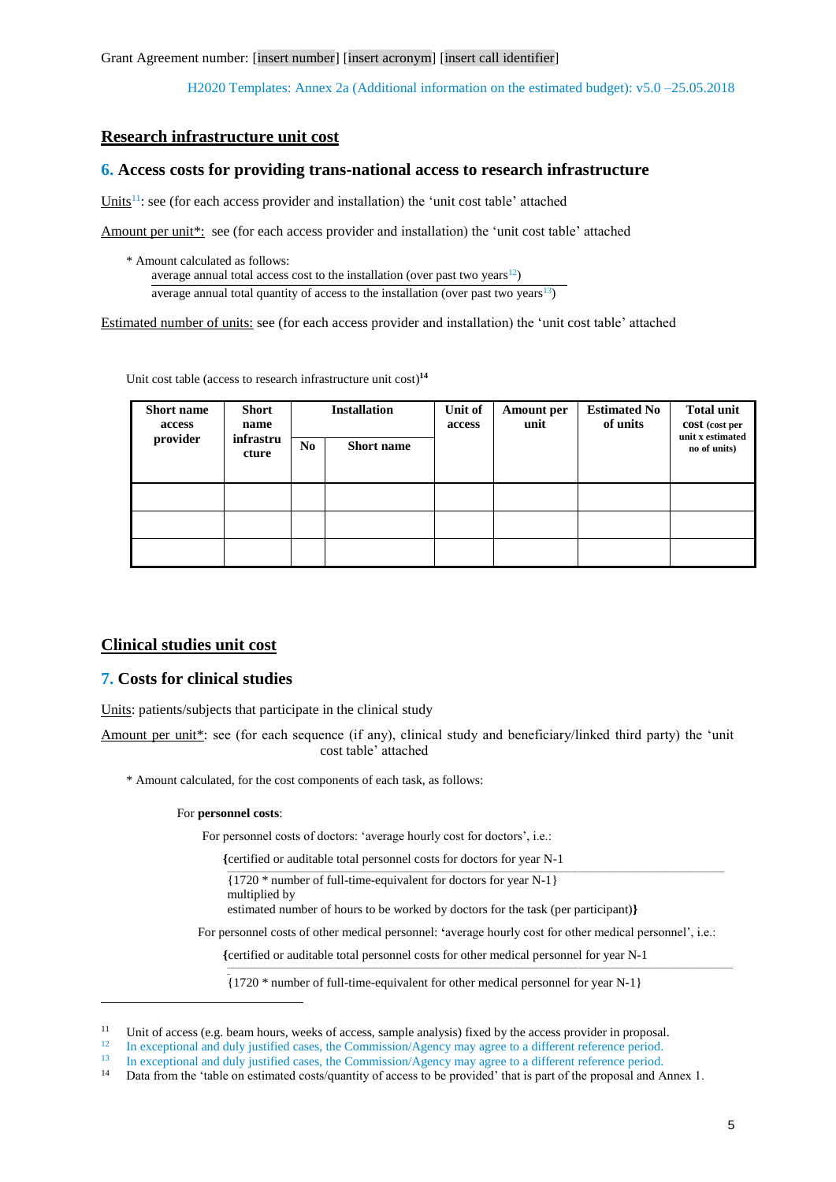Grant Agreement number: [insert number] [insert acronym] [insert call identifier]

H2020 Templates: Annex 2a (Additional information on the estimated budget): v5.0 –25.05.2018

## Research infrastructure unit cost

### 6. Access costs for providing trans-national access to research infrastructure

Units[11]: see (for each access provider and installation) the 'unit cost table' attached

Amount per unit*: see (for each access provider and installation) the 'unit cost table' attached

\* Amount calculated as follows:

$$\frac{\text{average annual total access cost to the installation (over past two years}^{12}\text{)}}{\text{average annual total quantity of access to the installation (over past two years}^{13}\text{)}}$$

Estimated number of units: see (for each access provider and installation) the 'unit cost table' attached

Unit cost table (access to research infrastructure unit cost)[14]

| Short name access provider | Short name infrastructure | Installation | | Unit of access | Amount per unit | Estimated No of units | Total unit cost (cost per unit x estimated no of units) |
|---|---|---|---|---|---|---|---|
| | | No | Short name | | | | |
| | | | | | | | |
| | | | | | | | |
| | | | | | | | |

## Clinical studies unit cost

### 7. Costs for clinical studies

Units: patients/subjects that participate in the clinical study

Amount per unit*: see (for each sequence (if any), clinical study and beneficiary/linked third party) the 'unit cost table' attached

\* Amount calculated, for the cost components of each task, as follows:

For **personnel costs**:

For personnel costs of doctors: 'average hourly cost for doctors', i.e.:

$$\left\{\frac{\text{certified or auditable total personnel costs for doctors for year N-1}}{\text{\{1720 * number of full-time-equivalent for doctors for year N-1\}}}\right.$$
multiplied by
estimated number of hours to be worked by doctors for the task (per participant)**}**

For personnel costs of other medical personnel: **'**average hourly cost for other medical personnel', i.e.:

$$\left\{\frac{\text{certified or auditable total personnel costs for other medical personnel for year N-1}}{\text{\{1720 * number of full-time-equivalent for other medical personnel for year N-1\}}}\right.$$

---

[11] Unit of access (e.g. beam hours, weeks of access, sample analysis) fixed by the access provider in proposal.

[12] In exceptional and duly justified cases, the Commission/Agency may agree to a different reference period.

[13] In exceptional and duly justified cases, the Commission/Agency may agree to a different reference period.

[14] Data from the 'table on estimated costs/quantity of access to be provided' that is part of the proposal and Annex 1.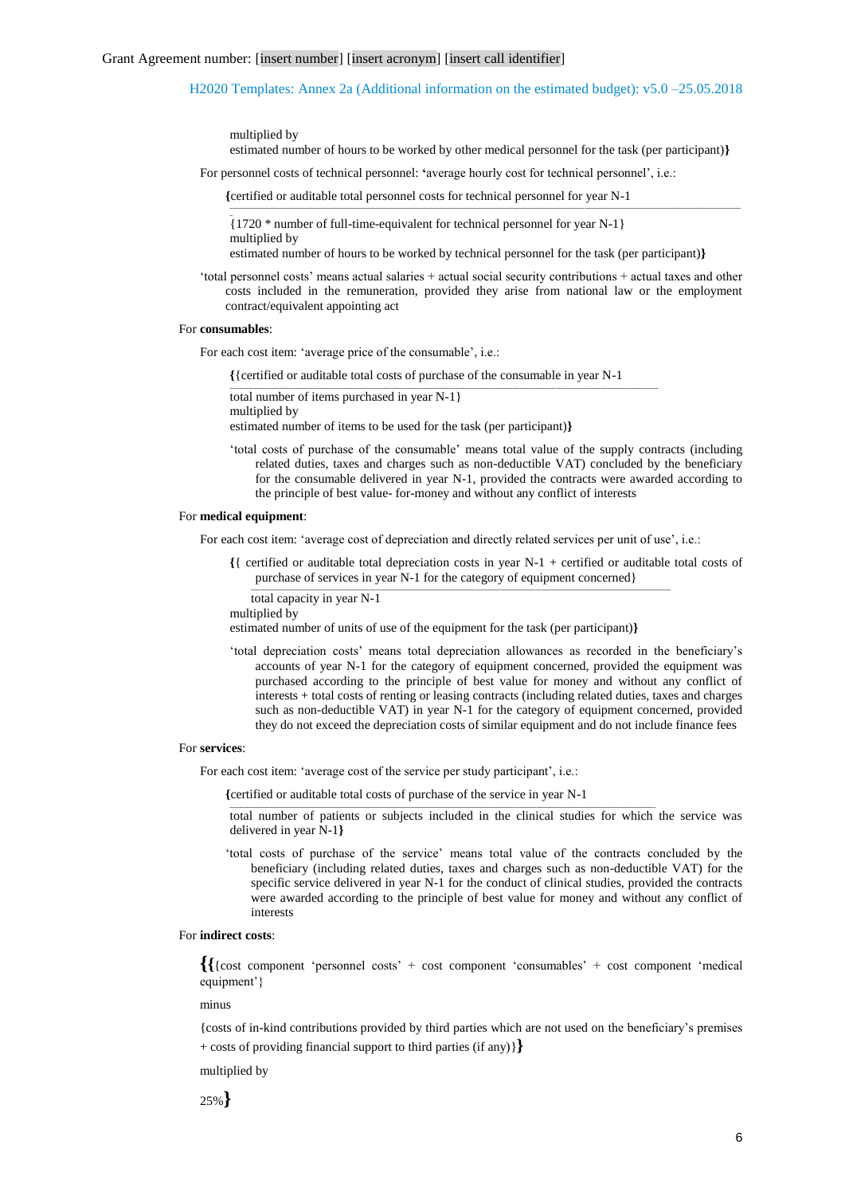multiplied by
estimated number of hours to be worked by other medical personnel for the task (per participant)**}**

For personnel costs of technical personnel: **'**average hourly cost for technical personnel', i.e.:

**{**certified or auditable total personnel costs for technical personnel for year N-1

{1720 * number of full-time-equivalent for technical personnel for year N-1}
multiplied by
estimated number of hours to be worked by technical personnel for the task (per participant)**}**

'total personnel costs' means actual salaries + actual social security contributions + actual taxes and other costs included in the remuneration, provided they arise from national law or the employment contract/equivalent appointing act

For **consumables**:

For each cost item: 'average price of the consumable', i.e.:

**{**{certified or auditable total costs of purchase of the consumable in year N-1

total number of items purchased in year N-1}
multiplied by
estimated number of items to be used for the task (per participant)**}**

'total costs of purchase of the consumable' means total value of the supply contracts (including related duties, taxes and charges such as non-deductible VAT) concluded by the beneficiary for the consumable delivered in year N-1, provided the contracts were awarded according to the principle of best value- for-money and without any conflict of interests

For **medical equipment**:

For each cost item: 'average cost of depreciation and directly related services per unit of use', i.e.:

**{**{ certified or auditable total depreciation costs in year N-1 + certified or auditable total costs of purchase of services in year N-1 for the category of equipment concerned}

total capacity in year N-1
multiplied by
estimated number of units of use of the equipment for the task (per participant)**}**

'total depreciation costs' means total depreciation allowances as recorded in the beneficiary's accounts of year N-1 for the category of equipment concerned, provided the equipment was purchased according to the principle of best value for money and without any conflict of interests + total costs of renting or leasing contracts (including related duties, taxes and charges such as non-deductible VAT) in year N-1 for the category of equipment concerned, provided they do not exceed the depreciation costs of similar equipment and do not include finance fees

For **services**:

For each cost item: 'average cost of the service per study participant', i.e.:

**{**certified or auditable total costs of purchase of the service in year N-1

total number of patients or subjects included in the clinical studies for which the service was delivered in year N-1**}**

'total costs of purchase of the service' means total value of the contracts concluded by the beneficiary (including related duties, taxes and charges such as non-deductible VAT) for the specific service delivered in year N-1 for the conduct of clinical studies, provided the contracts were awarded according to the principle of best value for money and without any conflict of interests

For **indirect costs**:

**{{**{cost component 'personnel costs' + cost component 'consumables' + cost component 'medical equipment'}

minus

{costs of in-kind contributions provided by third parties which are not used on the beneficiary's premises + costs of providing financial support to third parties (if any)}**}**

multiplied by

25%**}**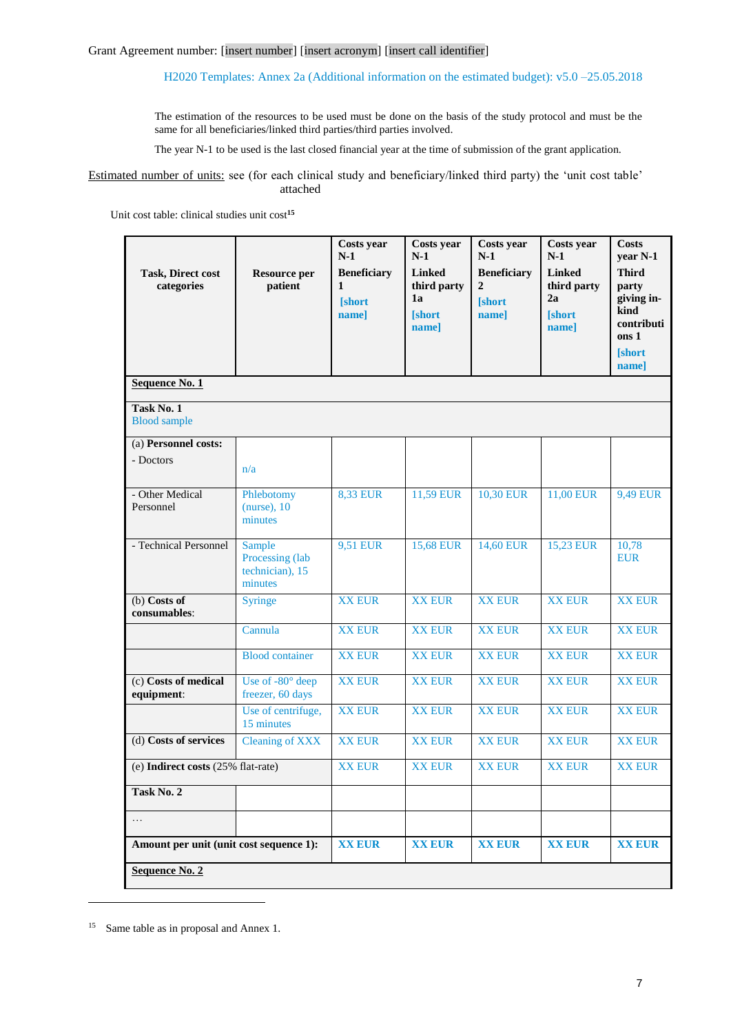Grant Agreement number: [insert number] [insert acronym] [insert call identifier]

H2020 Templates: Annex 2a (Additional information on the estimated budget): v5.0 –25.05.2018

The estimation of the resources to be used must be done on the basis of the study protocol and must be the same for all beneficiaries/linked third parties/third parties involved.

The year N-1 to be used is the last closed financial year at the time of submission of the grant application.

Estimated number of units: see (for each clinical study and beneficiary/linked third party) the 'unit cost table' attached

Unit cost table: clinical studies unit cost[15]

| Task, Direct cost categories | Resource per patient | Costs year N-1 Beneficiary 1 [short name] | Costs year N-1 Linked third party 1a [short name] | Costs year N-1 Beneficiary 2 [short name] | Costs year N-1 Linked third party 2a [short name] | Costs year N-1 Third party giving in-kind contributions 1 [short name] |
|---|---|---|---|---|---|---|
| **Sequence No. 1** | | | | | | |
| **Task No. 1** Blood sample | | | | | | |
| (a) **Personnel costs:** - Doctors | n/a | | | | | |
| - Other Medical Personnel | Phlebotomy (nurse), 10 minutes | 8,33 EUR | 11,59 EUR | 10,30 EUR | 11,00 EUR | 9,49 EUR |
| - Technical Personnel | Sample Processing (lab technician), 15 minutes | 9,51 EUR | 15,68 EUR | 14,60 EUR | 15,23 EUR | 10,78 EUR |
| (b) **Costs of consumables**: | Syringe | XX EUR | XX EUR | XX EUR | XX EUR | XX EUR |
| | Cannula | XX EUR | XX EUR | XX EUR | XX EUR | XX EUR |
| | Blood container | XX EUR | XX EUR | XX EUR | XX EUR | XX EUR |
| (c) **Costs of medical equipment**: | Use of -80° deep freezer, 60 days | XX EUR | XX EUR | XX EUR | XX EUR | XX EUR |
| | Use of centrifuge, 15 minutes | XX EUR | XX EUR | XX EUR | XX EUR | XX EUR |
| (d) **Costs of services** | Cleaning of XXX | XX EUR | XX EUR | XX EUR | XX EUR | XX EUR |
| (e) **Indirect costs** (25% flat-rate) | | XX EUR | XX EUR | XX EUR | XX EUR | XX EUR |
| **Task No. 2** | | | | | | |
| … | | | | | | |
| **Amount per unit (unit cost sequence 1):** | | **XX EUR** | **XX EUR** | **XX EUR** | **XX EUR** | **XX EUR** |
| **Sequence No. 2** | | | | | | |

[15] Same table as in proposal and Annex 1.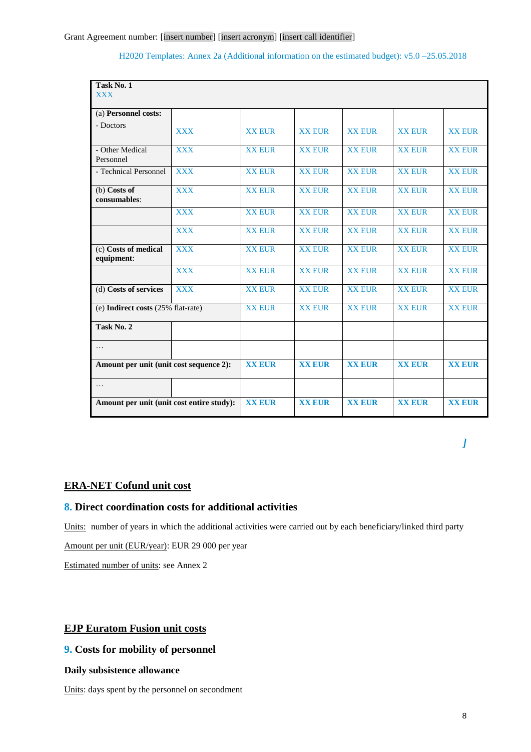Grant Agreement number: [insert number] [insert acronym] [insert call identifier]

H2020 Templates: Annex 2a (Additional information on the estimated budget): v5.0 –25.05.2018

| **Task No. 1** XXX | | | | | | |
|---|---|---|---|---|---|---|
| (a) **Personnel costs:** - Doctors | XXX | XX EUR | XX EUR | XX EUR | XX EUR | XX EUR |
| - Other Medical Personnel | XXX | XX EUR | XX EUR | XX EUR | XX EUR | XX EUR |
| - Technical Personnel | XXX | XX EUR | XX EUR | XX EUR | XX EUR | XX EUR |
| (b) **Costs of consumables**: | XXX | XX EUR | XX EUR | XX EUR | XX EUR | XX EUR |
| | XXX | XX EUR | XX EUR | XX EUR | XX EUR | XX EUR |
| | XXX | XX EUR | XX EUR | XX EUR | XX EUR | XX EUR |
| (c) **Costs of medical equipment**: | XXX | XX EUR | XX EUR | XX EUR | XX EUR | XX EUR |
| | XXX | XX EUR | XX EUR | XX EUR | XX EUR | XX EUR |
| (d) **Costs of services** | XXX | XX EUR | XX EUR | XX EUR | XX EUR | XX EUR |
| (e) **Indirect costs** (25% flat-rate) | | XX EUR | XX EUR | XX EUR | XX EUR | XX EUR |
| **Task No. 2** | | | | | | |
| … | | | | | | |
| **Amount per unit (unit cost sequence 2):** | | **XX EUR** | **XX EUR** | **XX EUR** | **XX EUR** | **XX EUR** |
| … | | | | | | |
| **Amount per unit (unit cost entire study):** | | **XX EUR** | **XX EUR** | **XX EUR** | **XX EUR** | **XX EUR** |

*]*

## ERA-NET Cofund unit cost

### 8. Direct coordination costs for additional activities

Units: number of years in which the additional activities were carried out by each beneficiary/linked third party

Amount per unit (EUR/year): EUR 29 000 per year

Estimated number of units: see Annex 2

## EJP Euratom Fusion unit costs

### 9. Costs for mobility of personnel

#### Daily subsistence allowance

Units: days spent by the personnel on secondment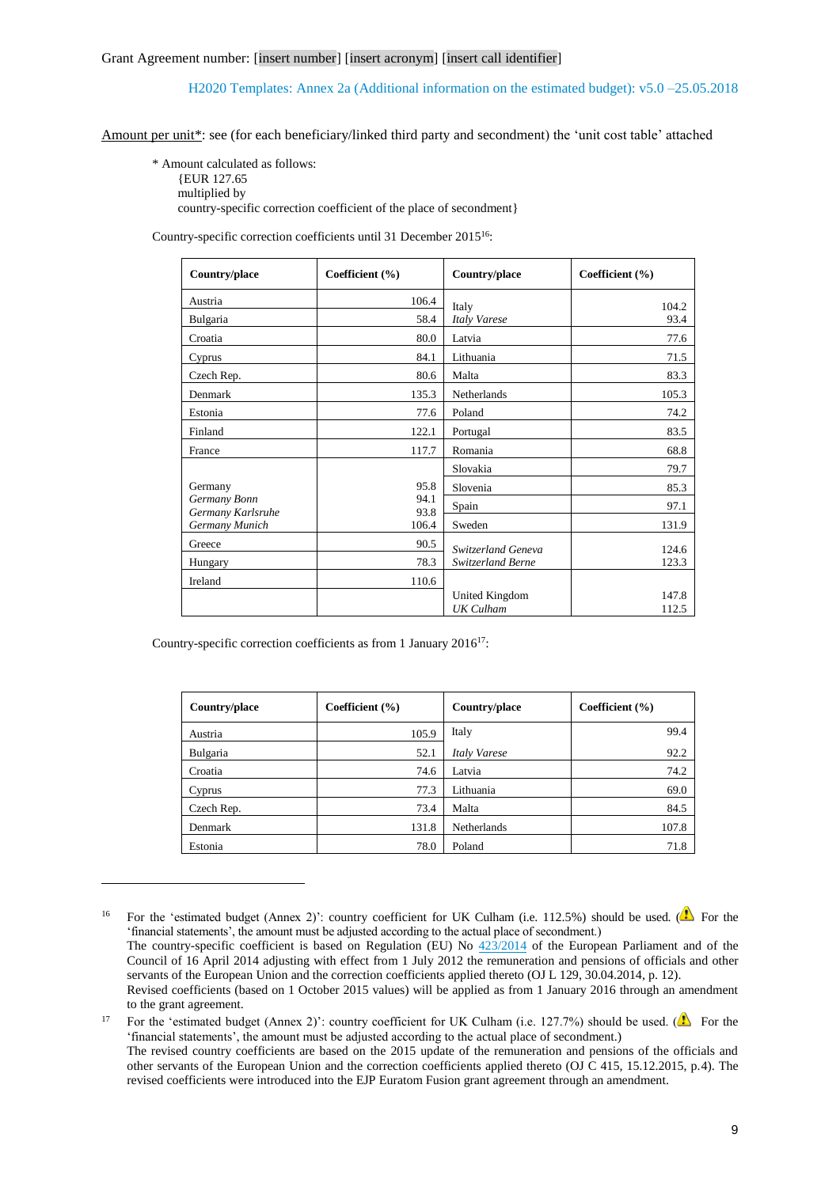Grant Agreement number: [insert number] [insert acronym] [insert call identifier]

H2020 Templates: Annex 2a (Additional information on the estimated budget): v5.0 –25.05.2018

Amount per unit*: see (for each beneficiary/linked third party and secondment) the 'unit cost table' attached

\* Amount calculated as follows:
{EUR 127.65
multiplied by
country-specific correction coefficient of the place of secondment}

Country-specific correction coefficients until 31 December 2015[16]:

| Country/place | Coefficient (%) | Country/place | Coefficient (%) |
|---|---|---|---|
| Austria | 106.4 | Italy<br>*Italy Varese* | 104.2<br>93.4 |
| Bulgaria | 58.4 | | |
| Croatia | 80.0 | Latvia | 77.6 |
| Cyprus | 84.1 | Lithuania | 71.5 |
| Czech Rep. | 80.6 | Malta | 83.3 |
| Denmark | 135.3 | Netherlands | 105.3 |
| Estonia | 77.6 | Poland | 74.2 |
| Finland | 122.1 | Portugal | 83.5 |
| France | 117.7 | Romania | 68.8 |
| Germany<br>*Germany Bonn*<br>*Germany Karlsruhe*<br>*Germany Munich* | 95.8<br>94.1<br>93.8<br>106.4 | Slovakia | 79.7 |
| | | Slovenia | 85.3 |
| | | Spain | 97.1 |
| | | Sweden | 131.9 |
| Greece | 90.5 | *Switzerland Geneva*<br>*Switzerland Berne* | 124.6<br>123.3 |
| Hungary | 78.3 | | |
| Ireland | 110.6 | United Kingdom<br>*UK Culham* | 147.8<br>112.5 |

Country-specific correction coefficients as from 1 January 2016[17]:

| Country/place | Coefficient (%) | Country/place | Coefficient (%) |
|---|---|---|---|
| Austria | 105.9 | Italy | 99.4 |
| Bulgaria | 52.1 | *Italy Varese* | 92.2 |
| Croatia | 74.6 | Latvia | 74.2 |
| Cyprus | 77.3 | Lithuania | 69.0 |
| Czech Rep. | 73.4 | Malta | 84.5 |
| Denmark | 131.8 | Netherlands | 107.8 |
| Estonia | 78.0 | Poland | 71.8 |

---

[16] For the 'estimated budget (Annex 2)': country coefficient for UK Culham (i.e. 112.5%) should be used. (⚠ For the 'financial statements', the amount must be adjusted according to the actual place of secondment.)
The country-specific coefficient is based on Regulation (EU) No 423/2014 of the European Parliament and of the Council of 16 April 2014 adjusting with effect from 1 July 2012 the remuneration and pensions of officials and other servants of the European Union and the correction coefficients applied thereto (OJ L 129, 30.04.2014, p. 12).
Revised coefficients (based on 1 October 2015 values) will be applied as from 1 January 2016 through an amendment to the grant agreement.

[17] For the 'estimated budget (Annex 2)': country coefficient for UK Culham (i.e. 127.7%) should be used. (⚠ For the 'financial statements', the amount must be adjusted according to the actual place of secondment.)
The revised country coefficients are based on the 2015 update of the remuneration and pensions of the officials and other servants of the European Union and the correction coefficients applied thereto (OJ C 415, 15.12.2015, p.4). The revised coefficients were introduced into the EJP Euratom Fusion grant agreement through an amendment.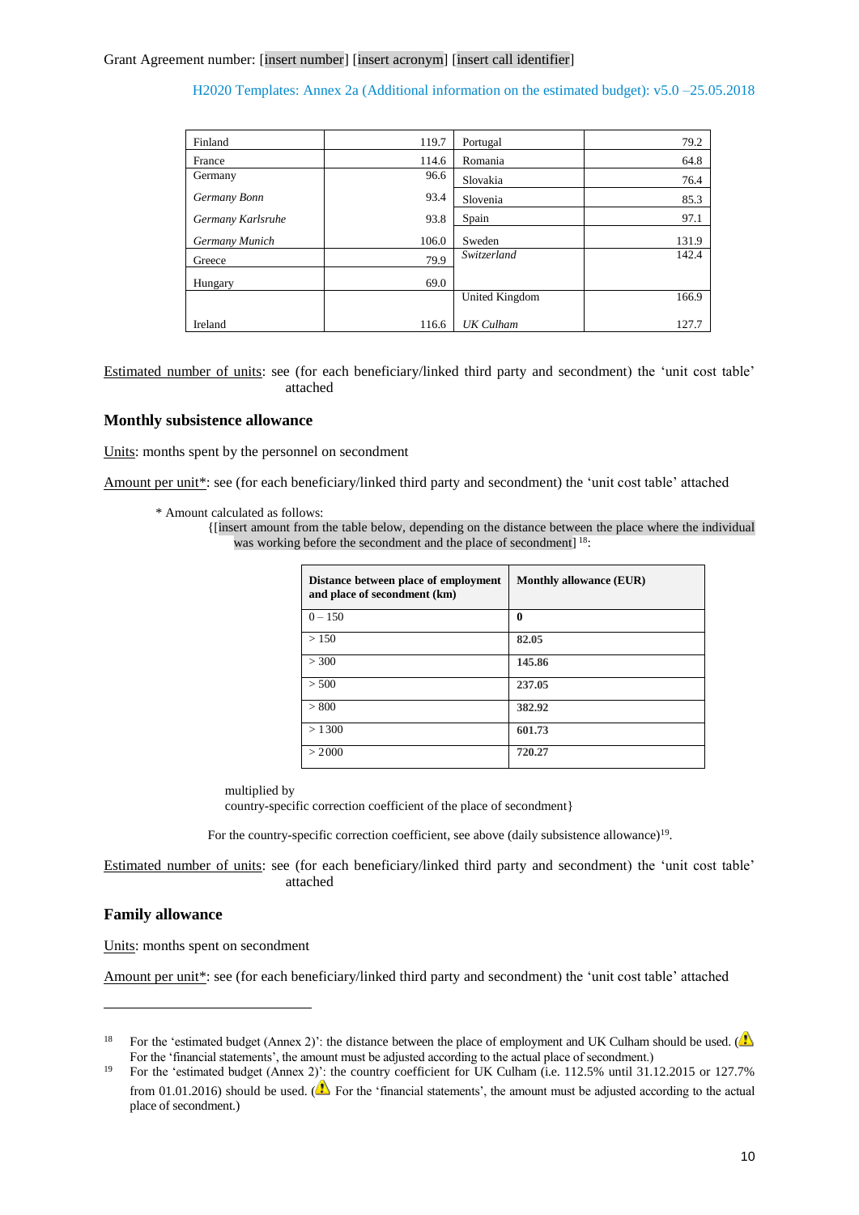Grant Agreement number: [insert number] [insert acronym] [insert call identifier]

H2020 Templates: Annex 2a (Additional information on the estimated budget): v5.0 –25.05.2018

| | | | |
|---|---|---|---|
| Finland | 119.7 | Portugal | 79.2 |
| France | 114.6 | Romania | 64.8 |
| Germany | 96.6 | Slovakia | 76.4 |
| *Germany Bonn* | 93.4 | Slovenia | 85.3 |
| *Germany Karlsruhe* | 93.8 | Spain | 97.1 |
| *Germany Munich* | 106.0 | Sweden | 131.9 |
| Greece | 79.9 | *Switzerland* | 142.4 |
| Hungary | 69.0 | | |
| | | United Kingdom | 166.9 |
| Ireland | 116.6 | *UK Culham* | 127.7 |

Estimated number of units: see (for each beneficiary/linked third party and secondment) the 'unit cost table' attached

### Monthly subsistence allowance

Units: months spent by the personnel on secondment

Amount per unit*: see (for each beneficiary/linked third party and secondment) the 'unit cost table' attached

\* Amount calculated as follows:

{[insert amount from the table below, depending on the distance between the place where the individual was working before the secondment and the place of secondment] [18]:

| Distance between place of employment and place of secondment (km) | Monthly allowance (EUR) |
|---|---|
| 0 – 150 | **0** |
| > 150 | **82.05** |
| > 300 | **145.86** |
| > 500 | **237.05** |
| > 800 | **382.92** |
| > 1300 | **601.73** |
| > 2000 | **720.27** |

multiplied by
country-specific correction coefficient of the place of secondment}

For the country-specific correction coefficient, see above (daily subsistence allowance)[19].

Estimated number of units: see (for each beneficiary/linked third party and secondment) the 'unit cost table' attached

### Family allowance

Units: months spent on secondment

Amount per unit*: see (for each beneficiary/linked third party and secondment) the 'unit cost table' attached

---

[18] For the 'estimated budget (Annex 2)': the distance between the place of employment and UK Culham should be used. (⚠ For the 'financial statements', the amount must be adjusted according to the actual place of secondment.)

[19] For the 'estimated budget (Annex 2)': the country coefficient for UK Culham (i.e. 112.5% until 31.12.2015 or 127.7% from 01.01.2016) should be used. (⚠ For the 'financial statements', the amount must be adjusted according to the actual place of secondment.)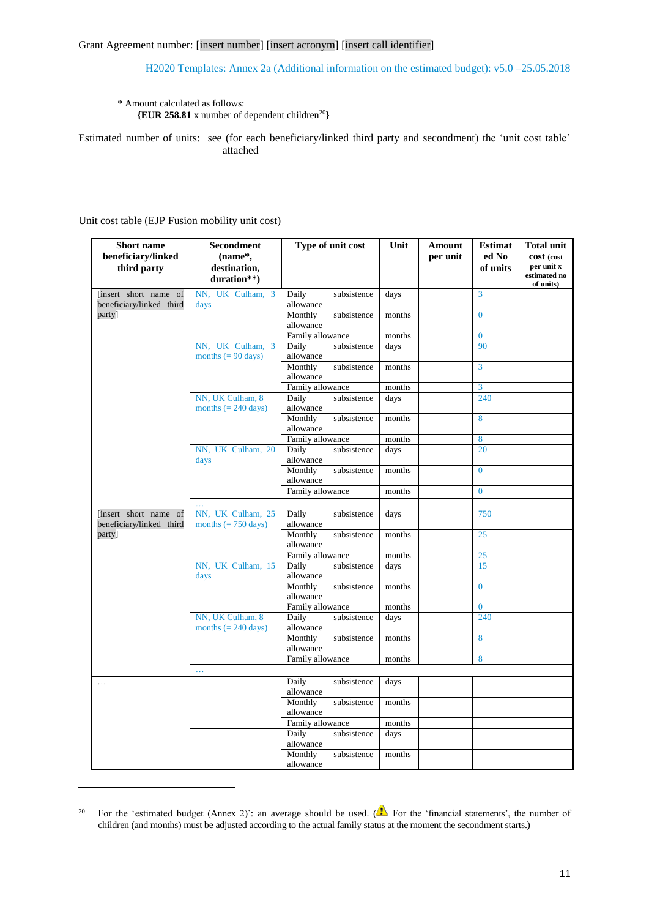Grant Agreement number: [insert number] [insert acronym] [insert call identifier]

H2020 Templates: Annex 2a (Additional information on the estimated budget): v5.0 –25.05.2018

\* Amount calculated as follows:
**{EUR 258.81** x number of dependent children[20]**}**

Estimated number of units: see (for each beneficiary/linked third party and secondment) the 'unit cost table' attached

Unit cost table (EJP Fusion mobility unit cost)

| Short name beneficiary/linked third party | Secondment (name*, destination, duration**) | Type of unit cost | Unit | Amount per unit | Estimated No of units | Total unit cost (cost per unit x estimated no of units) |
|---|---|---|---|---|---|---|
| [insert short name of beneficiary/linked third party] | NN, UK Culham, 3 days | Daily subsistence allowance | days | | 3 | |
| | | Monthly subsistence allowance | months | | 0 | |
| | | Family allowance | months | | 0 | |
| | NN, UK Culham, 3 months (= 90 days) | Daily subsistence allowance | days | | 90 | |
| | | Monthly subsistence allowance | months | | 3 | |
| | | Family allowance | months | | 3 | |
| | NN, UK Culham, 8 months (= 240 days) | Daily subsistence allowance | days | | 240 | |
| | | Monthly subsistence allowance | months | | 8 | |
| | | Family allowance | months | | 8 | |
| | NN, UK Culham, 20 days | Daily subsistence allowance | days | | 20 | |
| | | Monthly subsistence allowance | months | | 0 | |
| | | Family allowance | months | | 0 | |
| | … | | | | | |
| [insert short name of beneficiary/linked third party] | NN, UK Culham, 25 months (= 750 days) | Daily subsistence allowance | days | | 750 | |
| | | Monthly subsistence allowance | months | | 25 | |
| | | Family allowance | months | | 25 | |
| | NN, UK Culham, 15 days | Daily subsistence allowance | days | | 15 | |
| | | Monthly subsistence allowance | months | | 0 | |
| | | Family allowance | months | | 0 | |
| | NN, UK Culham, 8 months (= 240 days) | Daily subsistence allowance | days | | 240 | |
| | | Monthly subsistence allowance | months | | 8 | |
| | | Family allowance | months | | 8 | |
| | … | | | | | |
| … | | Daily subsistence allowance | days | | | |
| | | Monthly subsistence allowance | months | | | |
| | | Family allowance | months | | | |
| | | Daily subsistence allowance | days | | | |
| | | Monthly subsistence allowance | months | | | |

[20] For the 'estimated budget (Annex 2)': an average should be used. (⚠ For the 'financial statements', the number of children (and months) must be adjusted according to the actual family status at the moment the secondment starts.)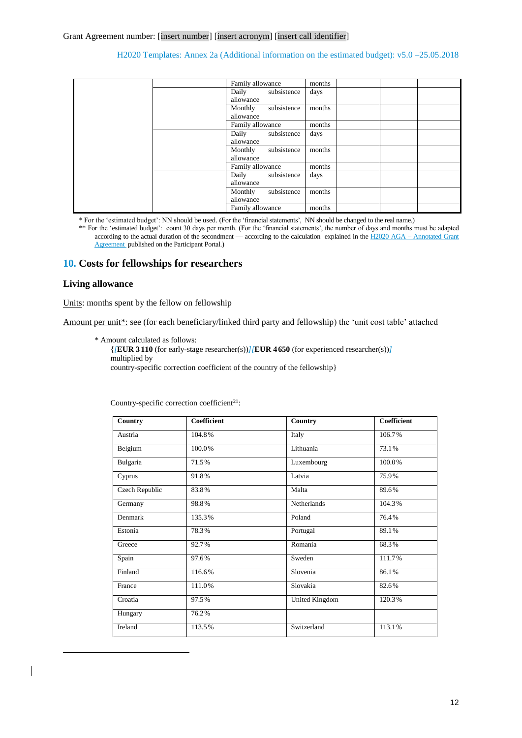Grant Agreement number: [insert number] [insert acronym] [insert call identifier]

H2020 Templates: Annex 2a (Additional information on the estimated budget): v5.0 –25.05.2018

| | | | | | | |
|---|---|---|---|---|---|---|
| | | Family allowance | months | | | |
| | | Daily subsistence allowance | days | | | |
| | | Monthly subsistence allowance | months | | | |
| | | Family allowance | months | | | |
| | | Daily subsistence allowance | days | | | |
| | | Monthly subsistence allowance | months | | | |
| | | Family allowance | months | | | |
| | | Daily subsistence allowance | days | | | |
| | | Monthly subsistence allowance | months | | | |
| | | Family allowance | months | | | |

\* For the 'estimated budget': NN should be used. (For the 'financial statements', NN should be changed to the real name.)

\*\* For the 'estimated budget': count 30 days per month. (For the 'financial statements', the number of days and months must be adapted according to the actual duration of the secondment — according to the calculation explained in the H2020 AGA – Annotated Grant Agreement published on the Participant Portal.)

## 10. Costs for fellowships for researchers

### Living allowance

Units: months spent by the fellow on fellowship

Amount per unit*: see (for each beneficiary/linked third party and fellowship) the 'unit cost table' attached

\* Amount calculated as follows:

{*[***EUR 3 110** (for early-stage researcher(s))*][***EUR 4 650** (for experienced researcher(s))*]*
multiplied by
country-specific correction coefficient of the country of the fellowship}

Country-specific correction coefficient[21]:

| Country | Coefficient | Country | Coefficient |
|---|---|---|---|
| Austria | 104.8% | Italy | 106.7% |
| Belgium | 100.0% | Lithuania | 73.1% |
| Bulgaria | 71.5% | Luxembourg | 100.0% |
| Cyprus | 91.8% | Latvia | 75.9% |
| Czech Republic | 83.8% | Malta | 89.6% |
| Germany | 98.8% | Netherlands | 104.3% |
| Denmark | 135.3% | Poland | 76.4% |
| Estonia | 78.3% | Portugal | 89.1% |
| Greece | 92.7% | Romania | 68.3% |
| Spain | 97.6% | Sweden | 111.7% |
| Finland | 116.6% | Slovenia | 86.1% |
| France | 111.0% | Slovakia | 82.6% |
| Croatia | 97.5% | United Kingdom | 120.3% |
| Hungary | 76.2% | | |
| Ireland | 113.5% | Switzerland | 113.1% |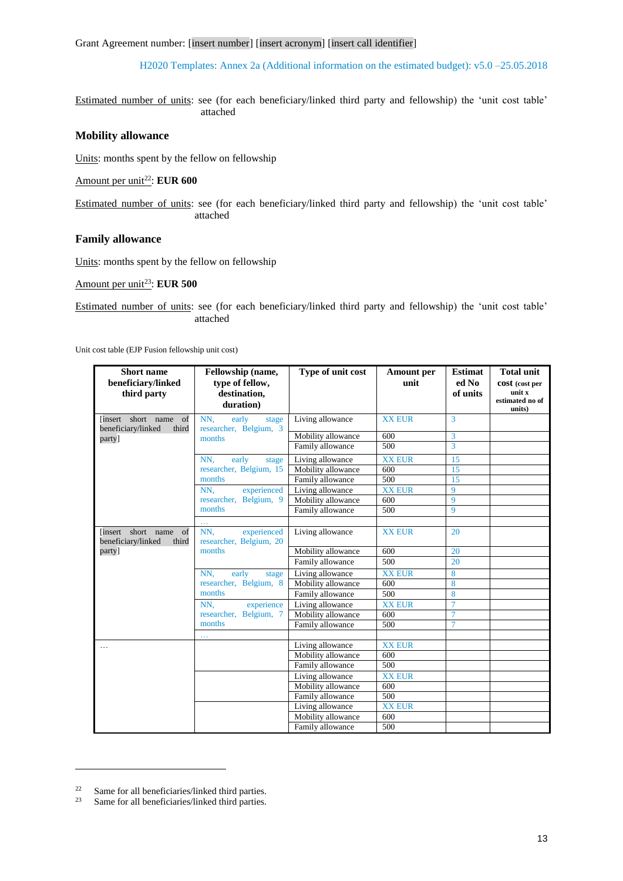Grant Agreement number: [insert number] [insert acronym] [insert call identifier]

H2020 Templates: Annex 2a (Additional information on the estimated budget): v5.0 –25.05.2018

Estimated number of units: see (for each beneficiary/linked third party and fellowship) the 'unit cost table' attached

### Mobility allowance

Units: months spent by the fellow on fellowship

Amount per unit[22]: **EUR 600**

Estimated number of units: see (for each beneficiary/linked third party and fellowship) the 'unit cost table' attached

### Family allowance

Units: months spent by the fellow on fellowship

Amount per unit[23]: **EUR 500**

Estimated number of units: see (for each beneficiary/linked third party and fellowship) the 'unit cost table' attached

Unit cost table (EJP Fusion fellowship unit cost)

| Short name beneficiary/linked third party | Fellowship (name, type of fellow, destination, duration) | Type of unit cost | Amount per unit | Estimated No of units | Total unit cost (cost per unit x estimated no of units) |
|---|---|---|---|---|---|
| [insert short name of beneficiary/linked third party] | NN, early stage researcher, Belgium, 3 months | Living allowance | XX EUR | 3 | |
| | | Mobility allowance | 600 | 3 | |
| | | Family allowance | 500 | 3 | |
| | NN, early stage researcher, Belgium, 15 months | Living allowance | XX EUR | 15 | |
| | | Mobility allowance | 600 | 15 | |
| | | Family allowance | 500 | 15 | |
| | NN, experienced researcher, Belgium, 9 months | Living allowance | XX EUR | 9 | |
| | | Mobility allowance | 600 | 9 | |
| | | Family allowance | 500 | 9 | |
| | … | | | | |
| [insert short name of beneficiary/linked third party] | NN, experienced researcher, Belgium, 20 months | Living allowance | XX EUR | 20 | |
| | | Mobility allowance | 600 | 20 | |
| | | Family allowance | 500 | 20 | |
| | NN, early stage researcher, Belgium, 8 months | Living allowance | XX EUR | 8 | |
| | | Mobility allowance | 600 | 8 | |
| | | Family allowance | 500 | 8 | |
| | NN, experience researcher, Belgium, 7 months | Living allowance | XX EUR | 7 | |
| | | Mobility allowance | 600 | 7 | |
| | | Family allowance | 500 | 7 | |
| | … | | | | |
| … | | Living allowance | XX EUR | | |
| | | Mobility allowance | 600 | | |
| | | Family allowance | 500 | | |
| | | Living allowance | XX EUR | | |
| | | Mobility allowance | 600 | | |
| | | Family allowance | 500 | | |
| | | Living allowance | XX EUR | | |
| | | Mobility allowance | 600 | | |
| | | Family allowance | 500 | | |

---

[22] Same for all beneficiaries/linked third parties.

[23] Same for all beneficiaries/linked third parties.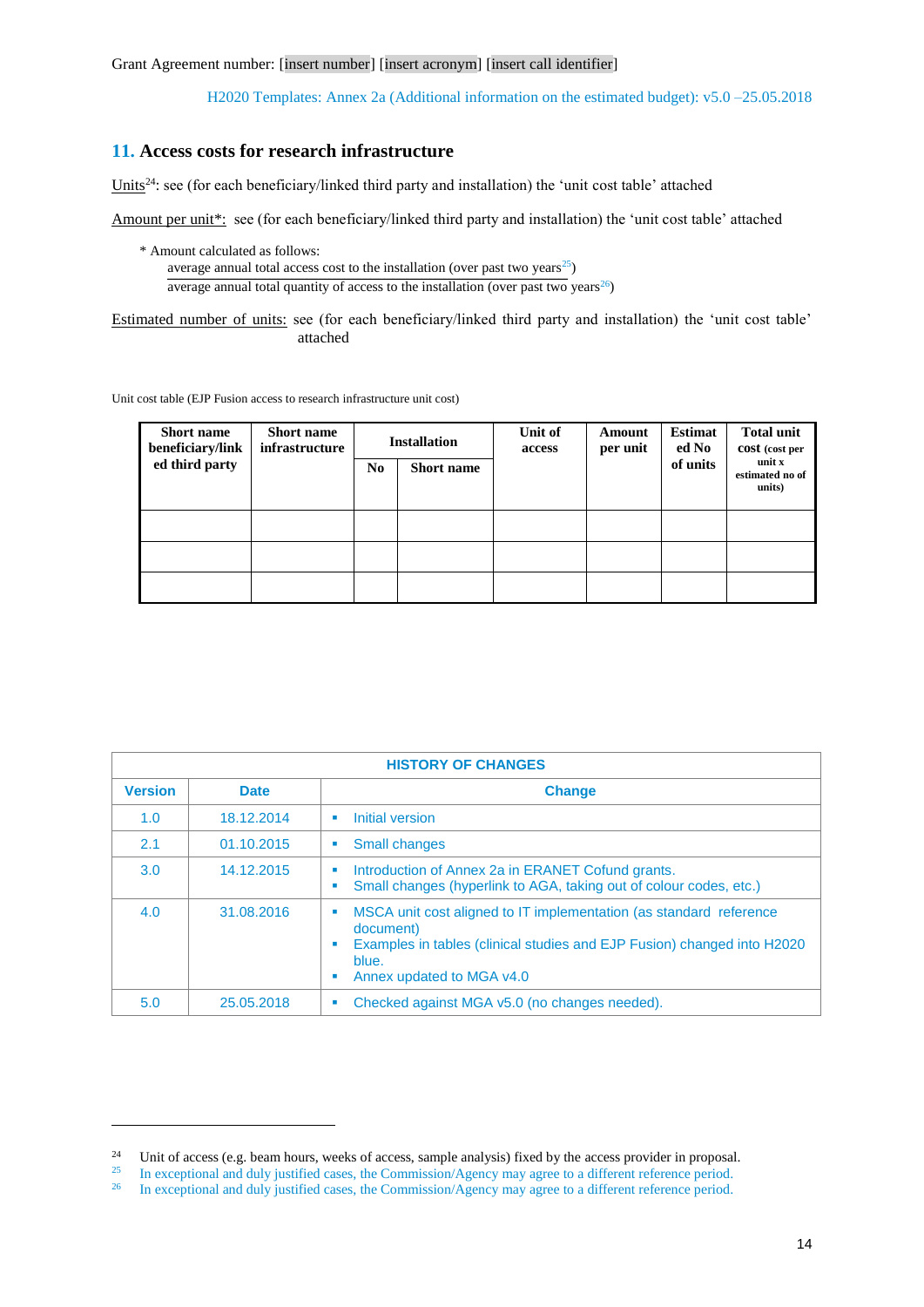Grant Agreement number: [insert number] [insert acronym] [insert call identifier]

H2020 Templates: Annex 2a (Additional information on the estimated budget): v5.0 –25.05.2018

## 11. Access costs for research infrastructure

Units[24]: see (for each beneficiary/linked third party and installation) the 'unit cost table' attached

Amount per unit*: see (for each beneficiary/linked third party and installation) the 'unit cost table' attached

\* Amount calculated as follows:

$$\frac{\text{average annual total access cost to the installation (over past two years}^{25}\text{)}}{\text{average annual total quantity of access to the installation (over past two years}^{26}\text{)}}$$

Estimated number of units: see (for each beneficiary/linked third party and installation) the 'unit cost table' attached

Unit cost table (EJP Fusion access to research infrastructure unit cost)

| Short name beneficiary/linked third party | Short name infrastructure | Installation | | Unit of access | Amount per unit | Estimated No of units | Total unit cost (cost per unit x estimated no of units) |
|---|---|---|---|---|---|---|---|
| | | No | Short name | | | | |
| | | | | | | | |
| | | | | | | | |
| | | | | | | | |

| HISTORY OF CHANGES | | |
|---|---|---|
| **Version** | **Date** | **Change** |
| 1.0 | 18.12.2014 | ▪ Initial version |
| 2.1 | 01.10.2015 | ▪ Small changes |
| 3.0 | 14.12.2015 | ▪ Introduction of Annex 2a in ERANET Cofund grants. ▪ Small changes (hyperlink to AGA, taking out of colour codes, etc.) |
| 4.0 | 31.08.2016 | ▪ MSCA unit cost aligned to IT implementation (as standard reference document) ▪ Examples in tables (clinical studies and EJP Fusion) changed into H2020 blue. ▪ Annex updated to MGA v4.0 |
| 5.0 | 25.05.2018 | ▪ Checked against MGA v5.0 (no changes needed). |

---

[24] Unit of access (e.g. beam hours, weeks of access, sample analysis) fixed by the access provider in proposal.

[25] In exceptional and duly justified cases, the Commission/Agency may agree to a different reference period.

[26] In exceptional and duly justified cases, the Commission/Agency may agree to a different reference period.